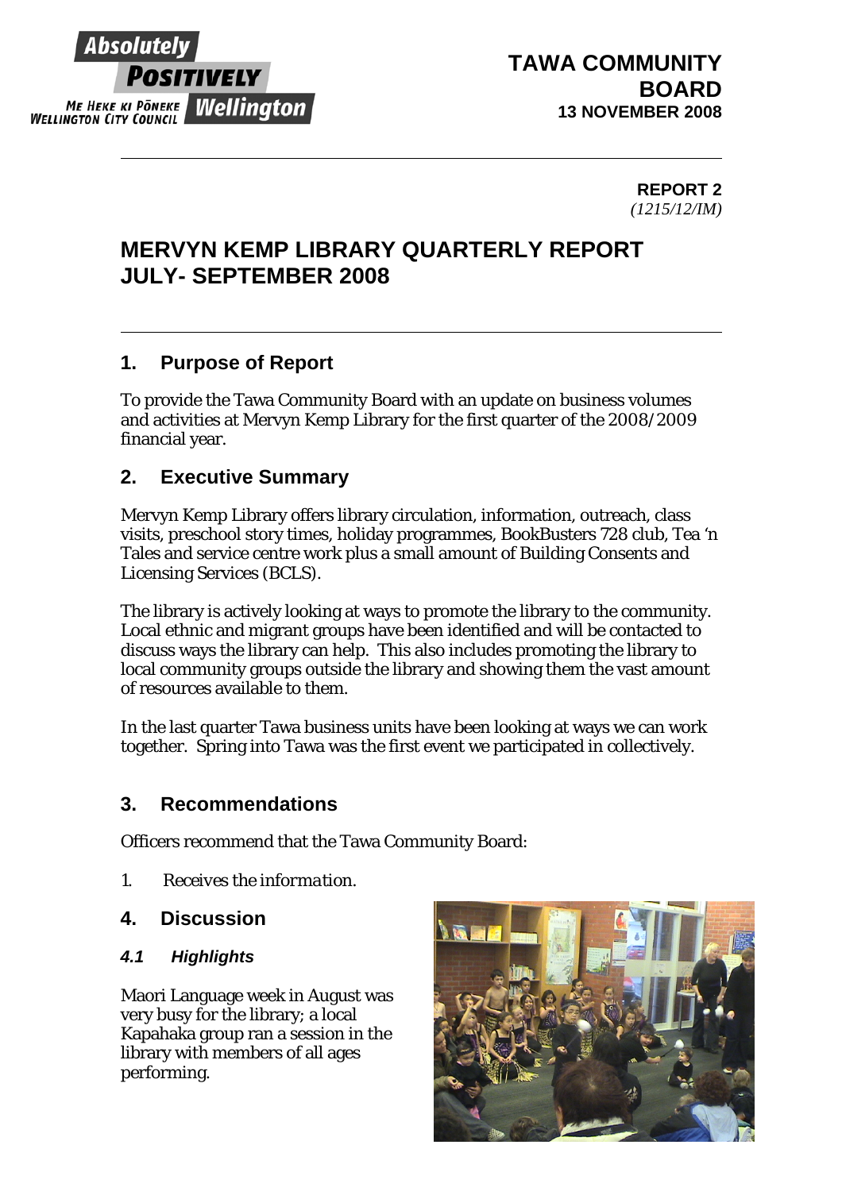**TAWA COMMUNITY BOARD**
**13 NOVEMBER 2008**

---

**REPORT 2**
*(1215/12/IM)*

# MERVYN KEMP LIBRARY QUARTERLY REPORT JULY- SEPTEMBER 2008

---

## 1. Purpose of Report

To provide the Tawa Community Board with an update on business volumes and activities at Mervyn Kemp Library for the first quarter of the 2008/2009 financial year.

## 2. Executive Summary

Mervyn Kemp Library offers library circulation, information, outreach, class visits, preschool story times, holiday programmes, BookBusters 728 club, Tea 'n Tales and service centre work plus a small amount of Building Consents and Licensing Services (BCLS).

The library is actively looking at ways to promote the library to the community. Local ethnic and migrant groups have been identified and will be contacted to discuss ways the library can help. This also includes promoting the library to local community groups outside the library and showing them the vast amount of resources available to them.

In the last quarter Tawa business units have been looking at ways we can work together. Spring into Tawa was the first event we participated in collectively.

## 3. Recommendations

Officers recommend that the Tawa Community Board:

1. *Receives the information.*

## 4. Discussion

### *4.1 Highlights*

Maori Language week in August was very busy for the library; a local Kapahaka group ran a session in the library with members of all ages performing.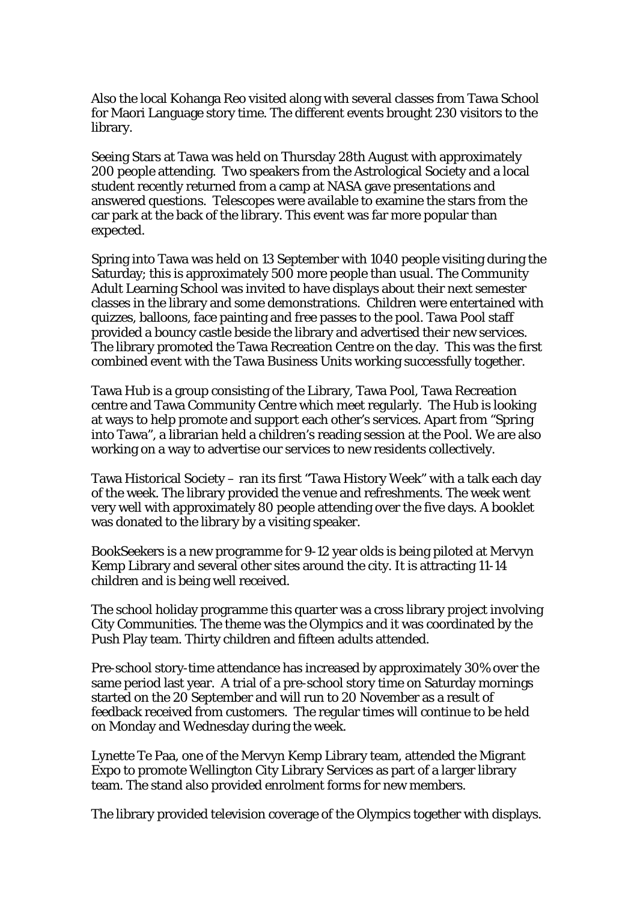Also the local Kohanga Reo visited along with several classes from Tawa School for Maori Language story time. The different events brought 230 visitors to the library.

Seeing Stars at Tawa was held on Thursday 28th August with approximately 200 people attending. Two speakers from the Astrological Society and a local student recently returned from a camp at NASA gave presentations and answered questions. Telescopes were available to examine the stars from the car park at the back of the library. This event was far more popular than expected.

Spring into Tawa was held on 13 September with 1040 people visiting during the Saturday; this is approximately 500 more people than usual. The Community Adult Learning School was invited to have displays about their next semester classes in the library and some demonstrations. Children were entertained with quizzes, balloons, face painting and free passes to the pool. Tawa Pool staff provided a bouncy castle beside the library and advertised their new services. The library promoted the Tawa Recreation Centre on the day. This was the first combined event with the Tawa Business Units working successfully together.

Tawa Hub is a group consisting of the Library, Tawa Pool, Tawa Recreation centre and Tawa Community Centre which meet regularly. The Hub is looking at ways to help promote and support each other's services. Apart from "Spring into Tawa", a librarian held a children's reading session at the Pool. We are also working on a way to advertise our services to new residents collectively.

Tawa Historical Society – ran its first "Tawa History Week" with a talk each day of the week. The library provided the venue and refreshments. The week went very well with approximately 80 people attending over the five days. A booklet was donated to the library by a visiting speaker.

BookSeekers is a new programme for 9-12 year olds is being piloted at Mervyn Kemp Library and several other sites around the city. It is attracting 11-14 children and is being well received.

The school holiday programme this quarter was a cross library project involving City Communities. The theme was the Olympics and it was coordinated by the Push Play team. Thirty children and fifteen adults attended.

Pre-school story-time attendance has increased by approximately 30% over the same period last year. A trial of a pre-school story time on Saturday mornings started on the 20 September and will run to 20 November as a result of feedback received from customers. The regular times will continue to be held on Monday and Wednesday during the week.

Lynette Te Paa, one of the Mervyn Kemp Library team, attended the Migrant Expo to promote Wellington City Library Services as part of a larger library team. The stand also provided enrolment forms for new members.

The library provided television coverage of the Olympics together with displays.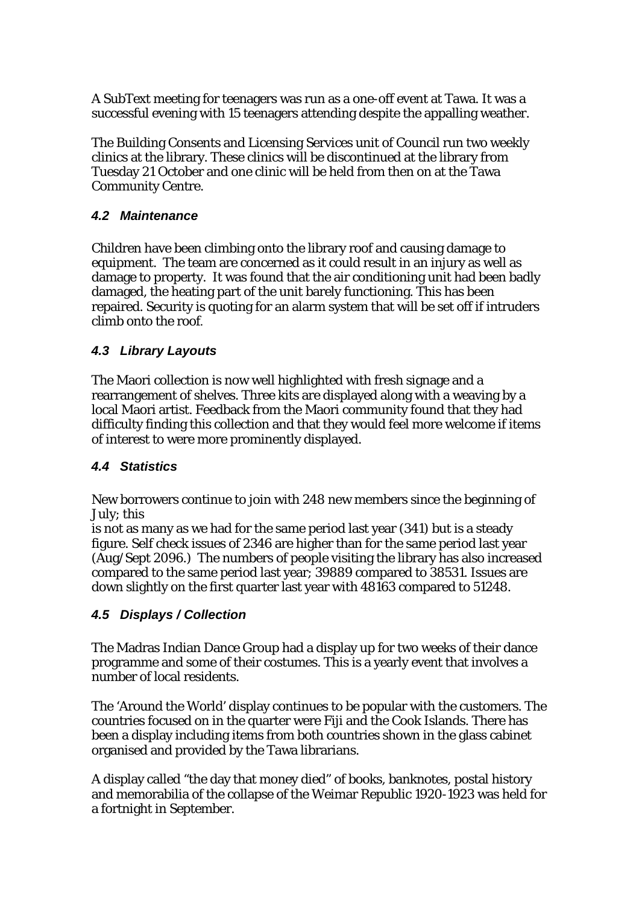A SubText meeting for teenagers was run as a one-off event at Tawa. It was a successful evening with 15 teenagers attending despite the appalling weather.

The Building Consents and Licensing Services unit of Council run two weekly clinics at the library. These clinics will be discontinued at the library from Tuesday 21 October and one clinic will be held from then on at the Tawa Community Centre.

### *4.2 Maintenance*

Children have been climbing onto the library roof and causing damage to equipment. The team are concerned as it could result in an injury as well as damage to property. It was found that the air conditioning unit had been badly damaged, the heating part of the unit barely functioning. This has been repaired. Security is quoting for an alarm system that will be set off if intruders climb onto the roof.

### *4.3 Library Layouts*

The Maori collection is now well highlighted with fresh signage and a rearrangement of shelves. Three kits are displayed along with a weaving by a local Maori artist. Feedback from the Maori community found that they had difficulty finding this collection and that they would feel more welcome if items of interest to were more prominently displayed.

### *4.4 Statistics*

New borrowers continue to join with 248 new members since the beginning of July; this
is not as many as we had for the same period last year (341) but is a steady figure. Self check issues of 2346 are higher than for the same period last year (Aug/Sept 2096.) The numbers of people visiting the library has also increased compared to the same period last year; 39889 compared to 38531. Issues are down slightly on the first quarter last year with 48163 compared to 51248.

### *4.5 Displays / Collection*

The Madras Indian Dance Group had a display up for two weeks of their dance programme and some of their costumes. This is a yearly event that involves a number of local residents.

The 'Around the World' display continues to be popular with the customers. The countries focused on in the quarter were Fiji and the Cook Islands. There has been a display including items from both countries shown in the glass cabinet organised and provided by the Tawa librarians.

A display called "the day that money died" of books, banknotes, postal history and memorabilia of the collapse of the Weimar Republic 1920-1923 was held for a fortnight in September.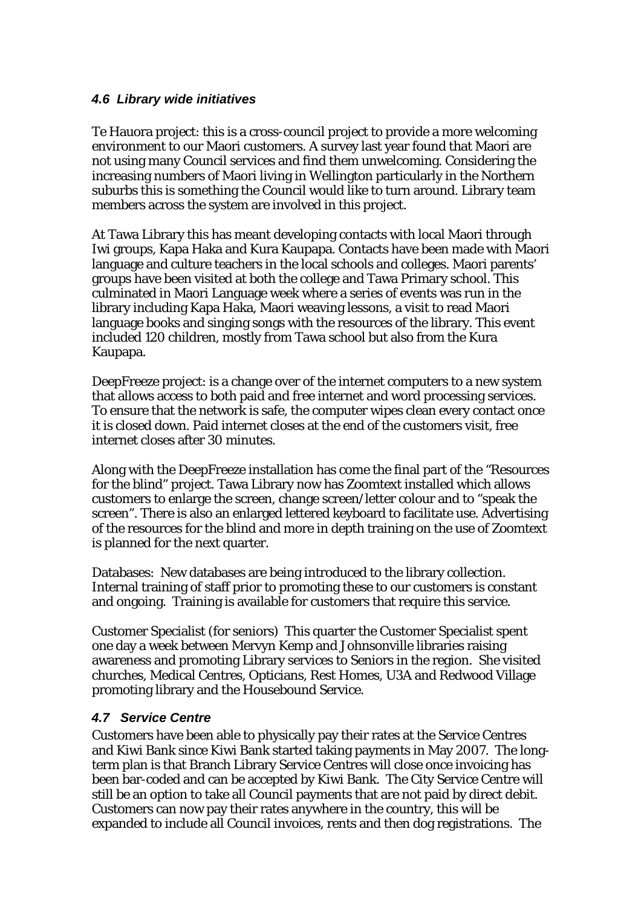### *4.6 Library wide initiatives*

Te Hauora project: this is a cross-council project to provide a more welcoming environment to our Maori customers. A survey last year found that Maori are not using many Council services and find them unwelcoming. Considering the increasing numbers of Maori living in Wellington particularly in the Northern suburbs this is something the Council would like to turn around. Library team members across the system are involved in this project.

At Tawa Library this has meant developing contacts with local Maori through Iwi groups, Kapa Haka and Kura Kaupapa. Contacts have been made with Maori language and culture teachers in the local schools and colleges. Maori parents' groups have been visited at both the college and Tawa Primary school. This culminated in Maori Language week where a series of events was run in the library including Kapa Haka, Maori weaving lessons, a visit to read Maori language books and singing songs with the resources of the library. This event included 120 children, mostly from Tawa school but also from the Kura Kaupapa.

DeepFreeze project: is a change over of the internet computers to a new system that allows access to both paid and free internet and word processing services. To ensure that the network is safe, the computer wipes clean every contact once it is closed down. Paid internet closes at the end of the customers visit, free internet closes after 30 minutes.

Along with the DeepFreeze installation has come the final part of the "Resources for the blind" project. Tawa Library now has Zoomtext installed which allows customers to enlarge the screen, change screen/letter colour and to "speak the screen". There is also an enlarged lettered keyboard to facilitate use. Advertising of the resources for the blind and more in depth training on the use of Zoomtext is planned for the next quarter.

Databases: New databases are being introduced to the library collection. Internal training of staff prior to promoting these to our customers is constant and ongoing. Training is available for customers that require this service.

Customer Specialist (for seniors) This quarter the Customer Specialist spent one day a week between Mervyn Kemp and Johnsonville libraries raising awareness and promoting Library services to Seniors in the region. She visited churches, Medical Centres, Opticians, Rest Homes, U3A and Redwood Village promoting library and the Housebound Service.

### *4.7 Service Centre*

Customers have been able to physically pay their rates at the Service Centres and Kiwi Bank since Kiwi Bank started taking payments in May 2007. The long-term plan is that Branch Library Service Centres will close once invoicing has been bar-coded and can be accepted by Kiwi Bank. The City Service Centre will still be an option to take all Council payments that are not paid by direct debit. Customers can now pay their rates anywhere in the country, this will be expanded to include all Council invoices, rents and then dog registrations. The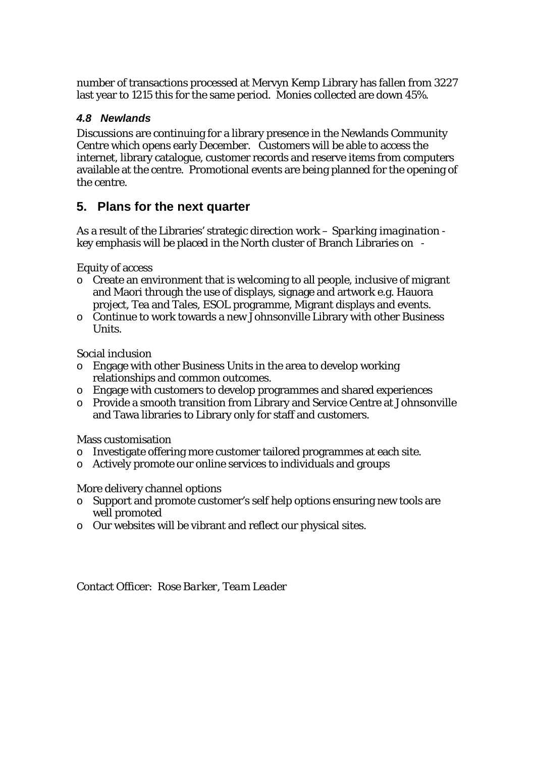number of transactions processed at Mervyn Kemp Library has fallen from 3227 last year to 1215 this for the same period. Monies collected are down 45%.

### *4.8 Newlands*

Discussions are continuing for a library presence in the Newlands Community Centre which opens early December. Customers will be able to access the internet, library catalogue, customer records and reserve items from computers available at the centre. Promotional events are being planned for the opening of the centre.

## 5. Plans for the next quarter

As a result of the Libraries' strategic direction work – *Sparking imagination* - key emphasis will be placed in the North cluster of Branch Libraries on -

Equity of access

- Create an environment that is welcoming to all people, inclusive of migrant and Maori through the use of displays, signage and artwork e.g. Hauora project, Tea and Tales, ESOL programme, Migrant displays and events.
- Continue to work towards a new Johnsonville Library with other Business Units.

Social inclusion

- Engage with other Business Units in the area to develop working relationships and common outcomes.
- Engage with customers to develop programmes and shared experiences
- Provide a smooth transition from Library and Service Centre at Johnsonville and Tawa libraries to Library only for staff and customers.

Mass customisation

- Investigate offering more customer tailored programmes at each site.
- Actively promote our online services to individuals and groups

More delivery channel options

- Support and promote customer's self help options ensuring new tools are well promoted
- Our websites will be vibrant and reflect our physical sites.

Contact Officer: *Rose Barker, Team Leader*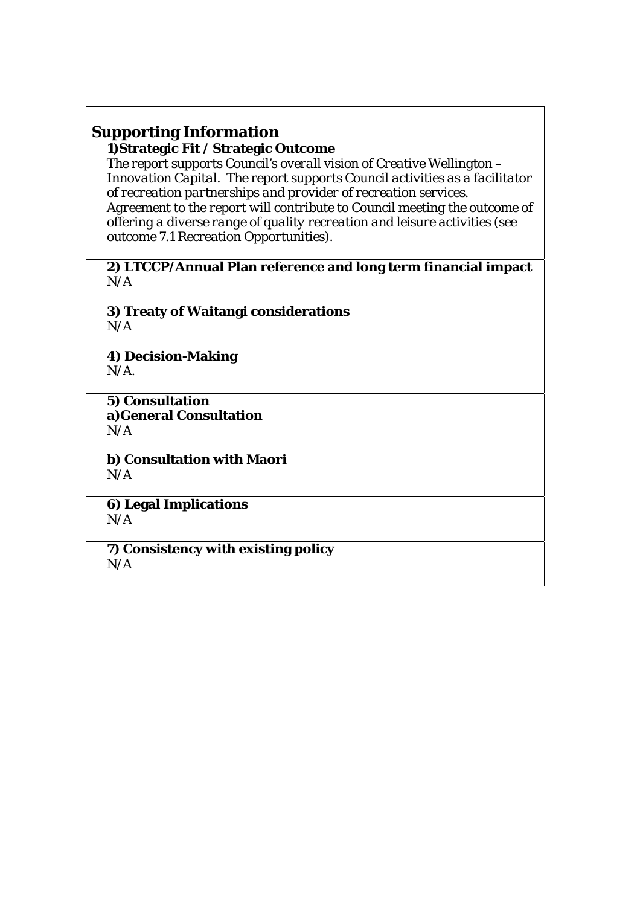## Supporting Information

**1)Strategic Fit / Strategic Outcome**

*The report supports Council's overall vision of Creative Wellington – Innovation Capital. The report supports Council activities as a facilitator of recreation partnerships and provider of recreation services.*
Agreement to the report will contribute to Council meeting the outcome of *offering a diverse range of quality recreation and leisure activities (see* outcome 7.1 Recreation Opportunities).

**2) LTCCP/Annual Plan reference and long term financial impact**

N/A

**3) Treaty of Waitangi considerations**

N/A

**4) Decision-Making**

N/A.

**5) Consultation**

**a)General Consultation**

N/A

**b) Consultation with Maori**

N/A

**6) Legal Implications**

N/A

**7) Consistency with existing policy**

N/A